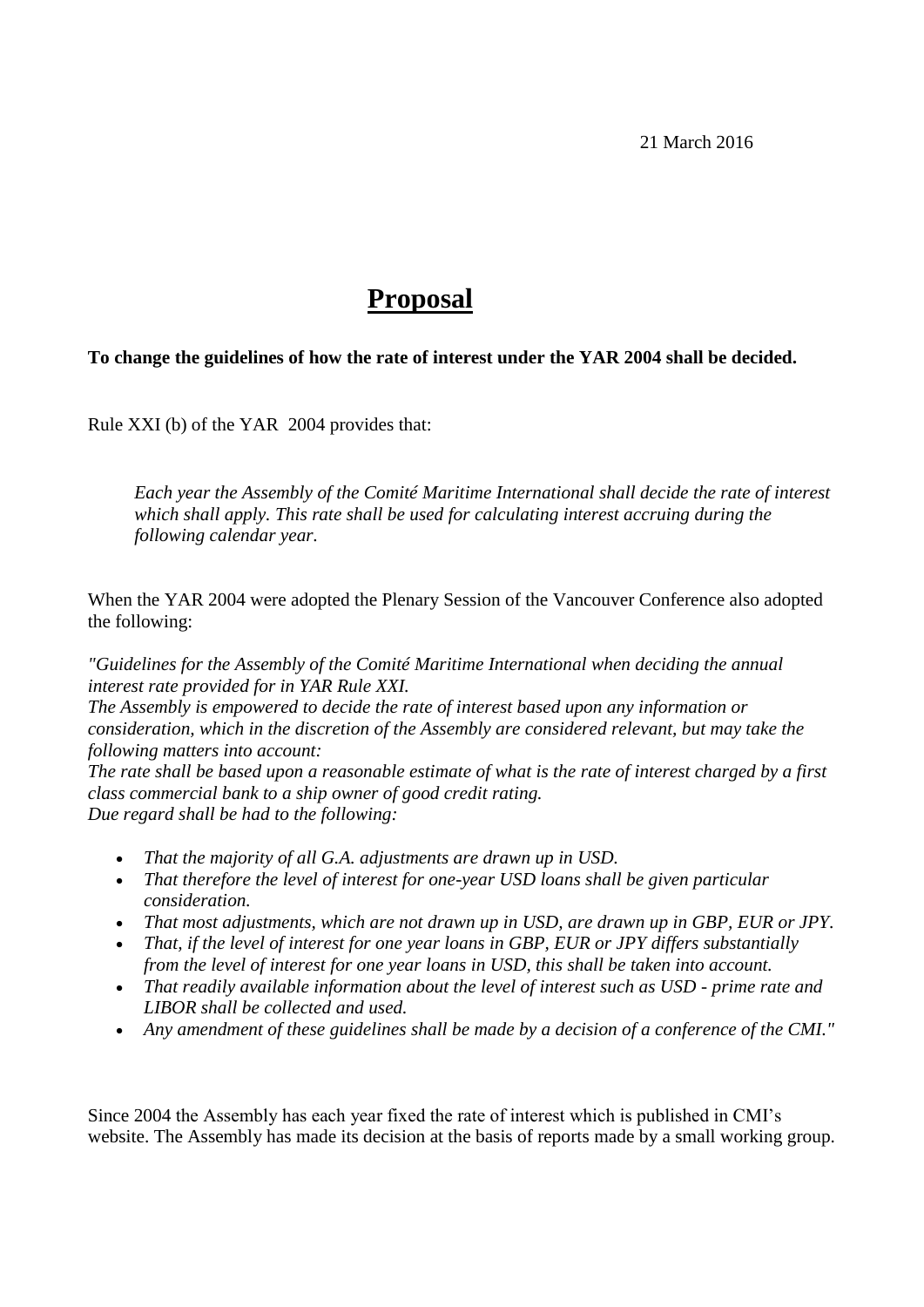21 March 2016

# Proposal

**To change the guidelines of how the rate of interest under the YAR 2004 shall be decided.**

Rule XXI (b) of the YAR 2004 provides that:

> *Each year the Assembly of the Comité Maritime International shall decide the rate of interest which shall apply. This rate shall be used for calculating interest accruing during the following calendar year.*

When the YAR 2004 were adopted the Plenary Session of the Vancouver Conference also adopted the following:

*"Guidelines for the Assembly of the Comité Maritime International when deciding the annual interest rate provided for in YAR Rule XXI.*
*The Assembly is empowered to decide the rate of interest based upon any information or consideration, which in the discretion of the Assembly are considered relevant, but may take the following matters into account:*
*The rate shall be based upon a reasonable estimate of what is the rate of interest charged by a first class commercial bank to a ship owner of good credit rating.*
*Due regard shall be had to the following:*

- *That the majority of all G.A. adjustments are drawn up in USD.*
- *That therefore the level of interest for one-year USD loans shall be given particular consideration.*
- *That most adjustments, which are not drawn up in USD, are drawn up in GBP, EUR or JPY.*
- *That, if the level of interest for one year loans in GBP, EUR or JPY differs substantially from the level of interest for one year loans in USD, this shall be taken into account.*
- *That readily available information about the level of interest such as USD - prime rate and LIBOR shall be collected and used.*
- *Any amendment of these guidelines shall be made by a decision of a conference of the CMI."*

Since 2004 the Assembly has each year fixed the rate of interest which is published in CMI's website. The Assembly has made its decision at the basis of reports made by a small working group.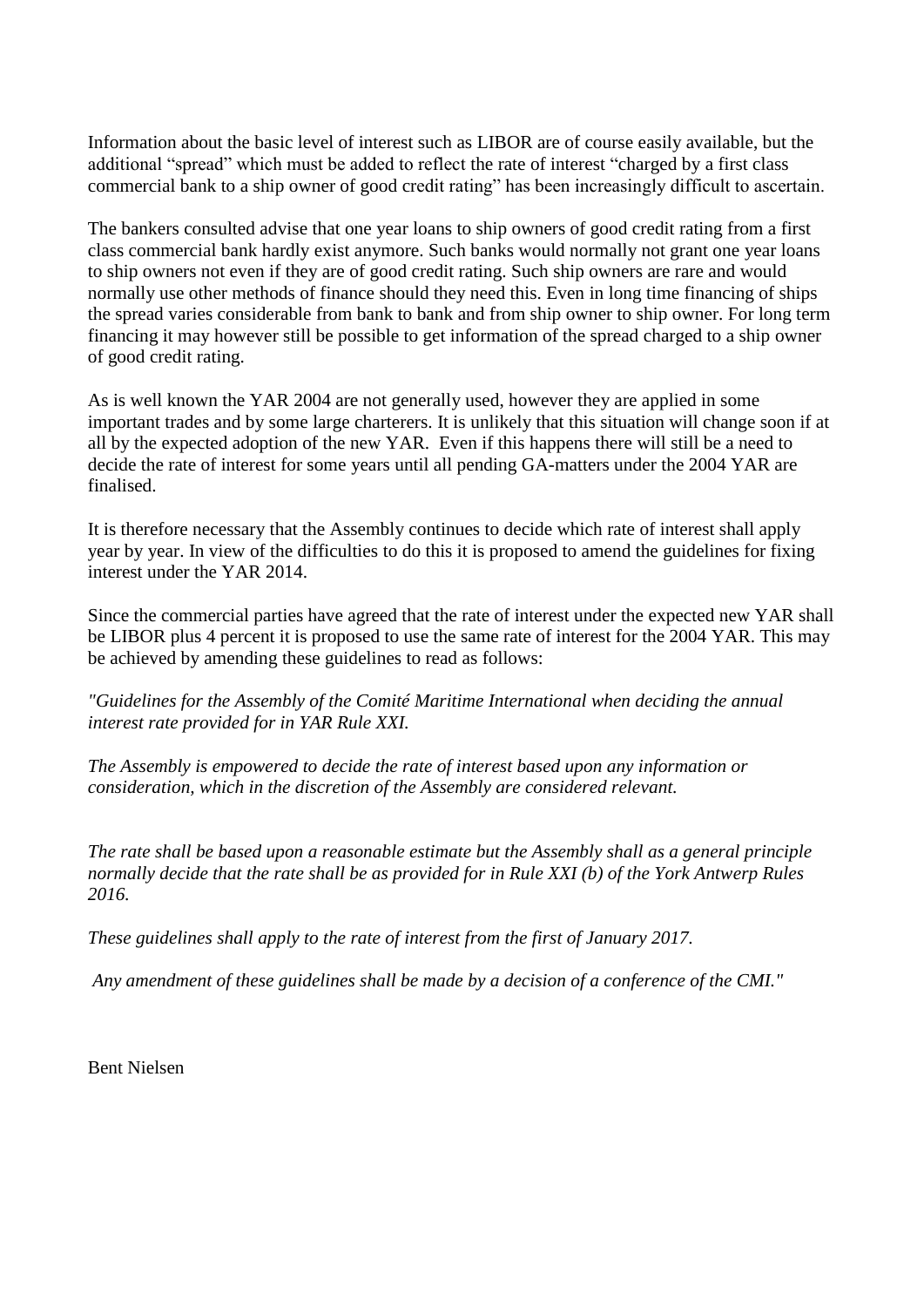Information about the basic level of interest such as LIBOR are of course easily available, but the additional "spread" which must be added to reflect the rate of interest "charged by a first class commercial bank to a ship owner of good credit rating" has been increasingly difficult to ascertain.

The bankers consulted advise that one year loans to ship owners of good credit rating from a first class commercial bank hardly exist anymore. Such banks would normally not grant one year loans to ship owners not even if they are of good credit rating. Such ship owners are rare and would normally use other methods of finance should they need this. Even in long time financing of ships the spread varies considerable from bank to bank and from ship owner to ship owner. For long term financing it may however still be possible to get information of the spread charged to a ship owner of good credit rating.

As is well known the YAR 2004 are not generally used, however they are applied in some important trades and by some large charterers. It is unlikely that this situation will change soon if at all by the expected adoption of the new YAR. Even if this happens there will still be a need to decide the rate of interest for some years until all pending GA-matters under the 2004 YAR are finalised.

It is therefore necessary that the Assembly continues to decide which rate of interest shall apply year by year. In view of the difficulties to do this it is proposed to amend the guidelines for fixing interest under the YAR 2014.

Since the commercial parties have agreed that the rate of interest under the expected new YAR shall be LIBOR plus 4 percent it is proposed to use the same rate of interest for the 2004 YAR. This may be achieved by amending these guidelines to read as follows:

*"Guidelines for the Assembly of the Comité Maritime International when deciding the annual interest rate provided for in YAR Rule XXI.*

*The Assembly is empowered to decide the rate of interest based upon any information or consideration, which in the discretion of the Assembly are considered relevant.*

*The rate shall be based upon a reasonable estimate but the Assembly shall as a general principle normally decide that the rate shall be as provided for in Rule XXI (b) of the York Antwerp Rules 2016.*

*These guidelines shall apply to the rate of interest from the first of January 2017.*

*Any amendment of these guidelines shall be made by a decision of a conference of the CMI."*

Bent Nielsen